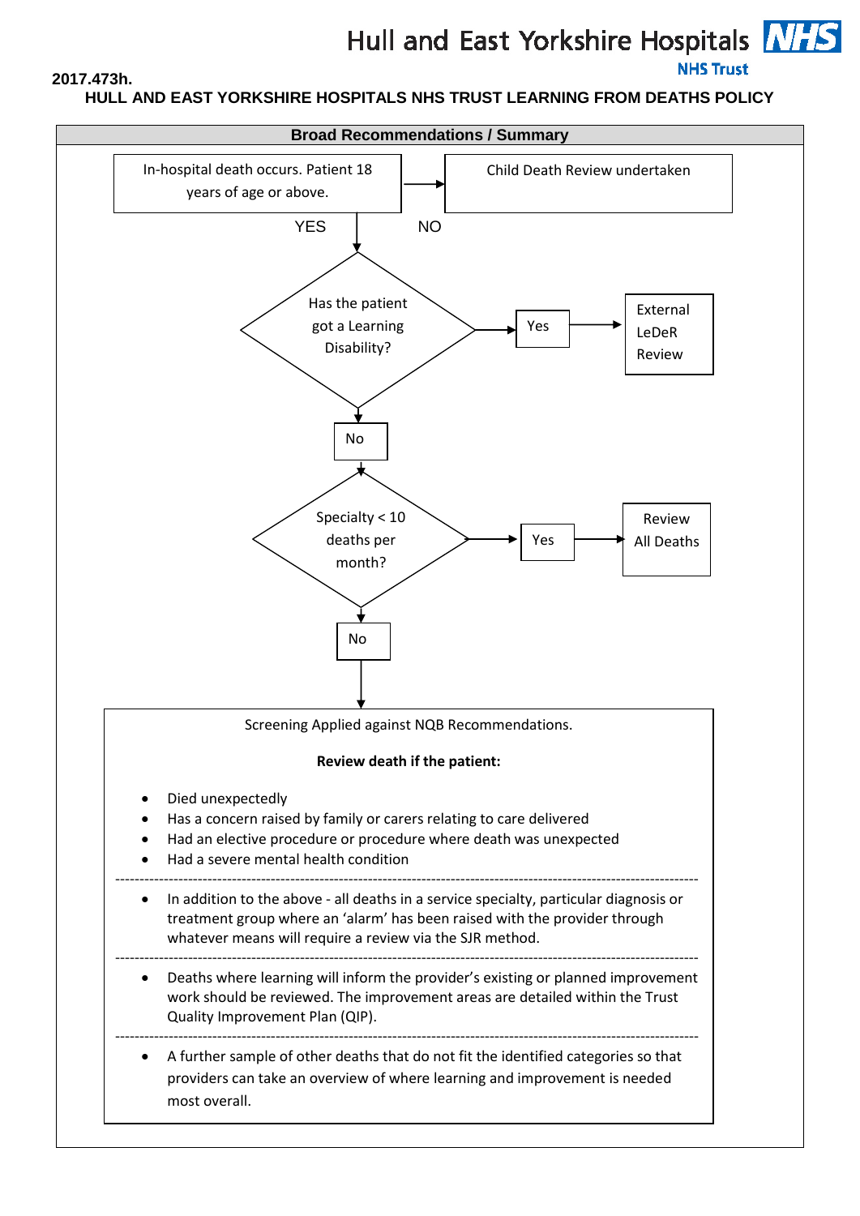Hull and East Yorkshire Hospitals NHS Trust

**2017.473h.**

**HULL AND EAST YORKSHIRE HOSPITALS NHS TRUST LEARNING FROM DEATHS POLICY**

**Broad Recommendations / Summary**

In-hospital death occurs. Patient 18 years of age or above.

- NO → Child Death Review undertaken
- YES → Has the patient got a Learning Disability?
  - Yes → External LeDeR Review
  - No → Specialty < 10 deaths per month?
    - Yes → Review All Deaths
    - No → Screening Applied against NQB Recommendations.

Screening Applied against NQB Recommendations.

**Review death if the patient:**

- Died unexpectedly
- Has a concern raised by family or carers relating to care delivered
- Had an elective procedure or procedure where death was unexpected
- Had a severe mental health condition

---

- In addition to the above - all deaths in a service specialty, particular diagnosis or treatment group where an 'alarm' has been raised with the provider through whatever means will require a review via the SJR method.

---

- Deaths where learning will inform the provider's existing or planned improvement work should be reviewed. The improvement areas are detailed within the Trust Quality Improvement Plan (QIP).

---

- A further sample of other deaths that do not fit the identified categories so that providers can take an overview of where learning and improvement is needed most overall.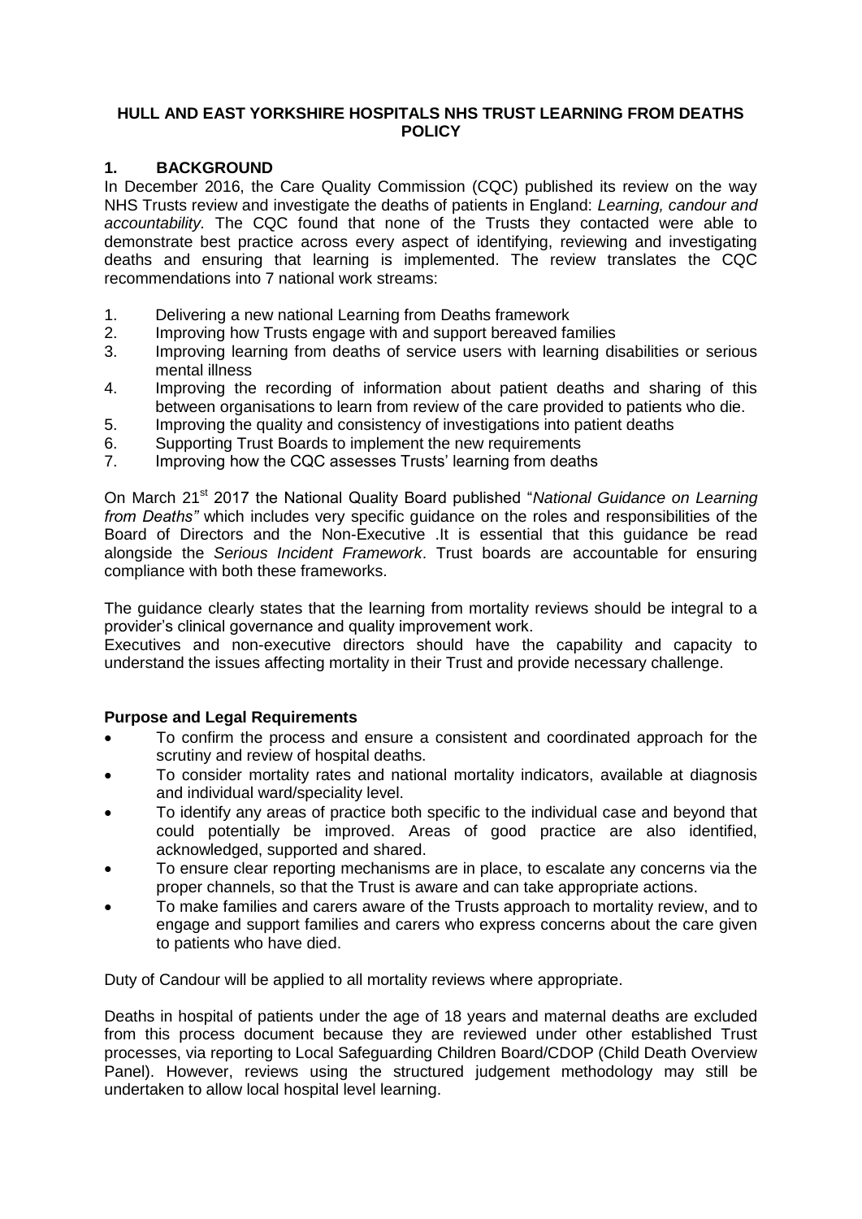# HULL AND EAST YORKSHIRE HOSPITALS NHS TRUST LEARNING FROM DEATHS POLICY

## 1. BACKGROUND

In December 2016, the Care Quality Commission (CQC) published its review on the way NHS Trusts review and investigate the deaths of patients in England: *Learning, candour and accountability.* The CQC found that none of the Trusts they contacted were able to demonstrate best practice across every aspect of identifying, reviewing and investigating deaths and ensuring that learning is implemented. The review translates the CQC recommendations into 7 national work streams:

1. Delivering a new national Learning from Deaths framework
2. Improving how Trusts engage with and support bereaved families
3. Improving learning from deaths of service users with learning disabilities or serious mental illness
4. Improving the recording of information about patient deaths and sharing of this between organisations to learn from review of the care provided to patients who die.
5. Improving the quality and consistency of investigations into patient deaths
6. Supporting Trust Boards to implement the new requirements
7. Improving how the CQC assesses Trusts' learning from deaths

On March 21st 2017 the National Quality Board published "*National Guidance on Learning from Deaths"* which includes very specific guidance on the roles and responsibilities of the Board of Directors and the Non-Executive .It is essential that this guidance be read alongside the *Serious Incident Framework*. Trust boards are accountable for ensuring compliance with both these frameworks.

The guidance clearly states that the learning from mortality reviews should be integral to a provider's clinical governance and quality improvement work.

Executives and non-executive directors should have the capability and capacity to understand the issues affecting mortality in their Trust and provide necessary challenge.

### Purpose and Legal Requirements

- To confirm the process and ensure a consistent and coordinated approach for the scrutiny and review of hospital deaths.
- To consider mortality rates and national mortality indicators, available at diagnosis and individual ward/speciality level.
- To identify any areas of practice both specific to the individual case and beyond that could potentially be improved. Areas of good practice are also identified, acknowledged, supported and shared.
- To ensure clear reporting mechanisms are in place, to escalate any concerns via the proper channels, so that the Trust is aware and can take appropriate actions.
- To make families and carers aware of the Trusts approach to mortality review, and to engage and support families and carers who express concerns about the care given to patients who have died.

Duty of Candour will be applied to all mortality reviews where appropriate.

Deaths in hospital of patients under the age of 18 years and maternal deaths are excluded from this process document because they are reviewed under other established Trust processes, via reporting to Local Safeguarding Children Board/CDOP (Child Death Overview Panel). However, reviews using the structured judgement methodology may still be undertaken to allow local hospital level learning.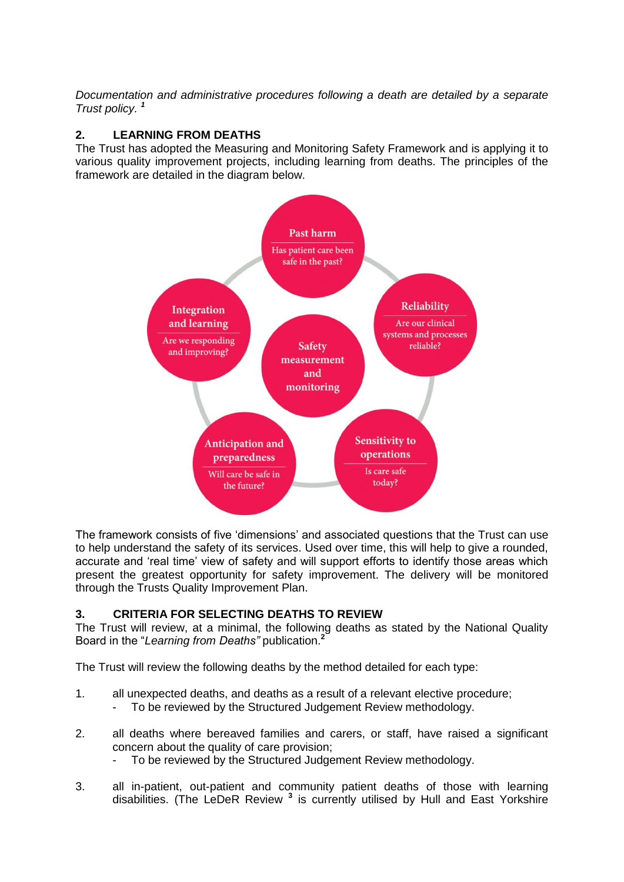*Documentation and administrative procedures following a death are detailed by a separate Trust policy.* [1]

## 2. LEARNING FROM DEATHS

The Trust has adopted the Measuring and Monitoring Safety Framework and is applying it to various quality improvement projects, including learning from deaths. The principles of the framework are detailed in the diagram below.

Past harm
Has patient care been safe in the past?

Reliability
Are our clinical systems and processes reliable?

Sensitivity to operations
Is care safe today?

Anticipation and preparedness
Will care be safe in the future?

Integration and learning
Are we responding and improving?

Safety measurement and monitoring

The framework consists of five 'dimensions' and associated questions that the Trust can use to help understand the safety of its services. Used over time, this will help to give a rounded, accurate and 'real time' view of safety and will support efforts to identify those areas which present the greatest opportunity for safety improvement. The delivery will be monitored through the Trusts Quality Improvement Plan.

## 3. CRITERIA FOR SELECTING DEATHS TO REVIEW

The Trust will review, at a minimal, the following deaths as stated by the National Quality Board in the "*Learning from Deaths"* publication.[2]

The Trust will review the following deaths by the method detailed for each type:

1. all unexpected deaths, and deaths as a result of a relevant elective procedure;
   - To be reviewed by the Structured Judgement Review methodology.

2. all deaths where bereaved families and carers, or staff, have raised a significant concern about the quality of care provision;
   - To be reviewed by the Structured Judgement Review methodology.

3. all in-patient, out-patient and community patient deaths of those with learning disabilities. (The LeDeR Review [3] is currently utilised by Hull and East Yorkshire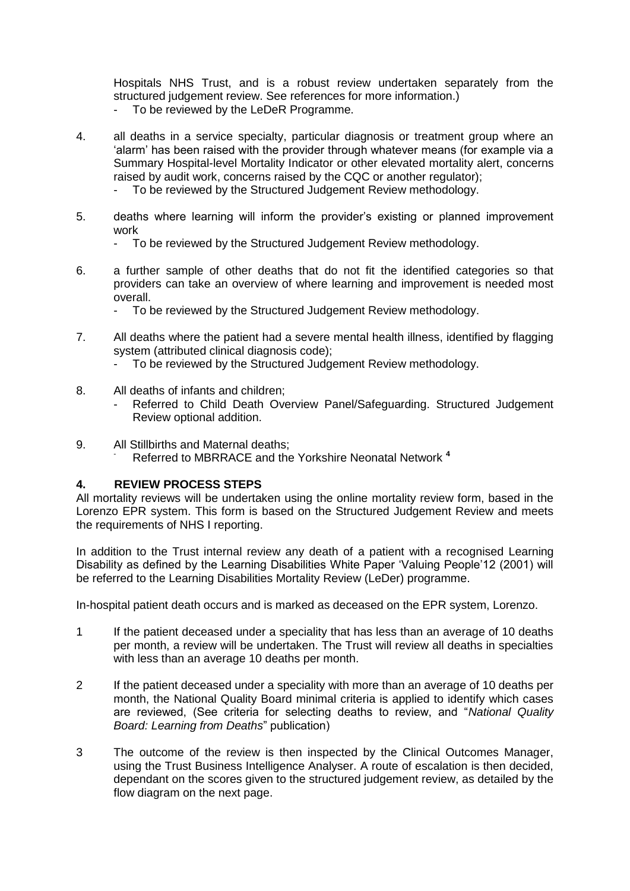Hospitals NHS Trust, and is a robust review undertaken separately from the structured judgement review. See references for more information.)

- To be reviewed by the LeDeR Programme.

4. all deaths in a service specialty, particular diagnosis or treatment group where an 'alarm' has been raised with the provider through whatever means (for example via a Summary Hospital-level Mortality Indicator or other elevated mortality alert, concerns raised by audit work, concerns raised by the CQC or another regulator);
   - To be reviewed by the Structured Judgement Review methodology.

5. deaths where learning will inform the provider's existing or planned improvement work
   - To be reviewed by the Structured Judgement Review methodology.

6. a further sample of other deaths that do not fit the identified categories so that providers can take an overview of where learning and improvement is needed most overall.
   - To be reviewed by the Structured Judgement Review methodology.

7. All deaths where the patient had a severe mental health illness, identified by flagging system (attributed clinical diagnosis code);
   - To be reviewed by the Structured Judgement Review methodology.

8. All deaths of infants and children;
   - Referred to Child Death Overview Panel/Safeguarding. Structured Judgement Review optional addition.

9. All Stillbirths and Maternal deaths;
   - Referred to MBRRACE and the Yorkshire Neonatal Network [4]

## 4. REVIEW PROCESS STEPS

All mortality reviews will be undertaken using the online mortality review form, based in the Lorenzo EPR system. This form is based on the Structured Judgement Review and meets the requirements of NHS I reporting.

In addition to the Trust internal review any death of a patient with a recognised Learning Disability as defined by the Learning Disabilities White Paper 'Valuing People'12 (2001) will be referred to the Learning Disabilities Mortality Review (LeDer) programme.

In-hospital patient death occurs and is marked as deceased on the EPR system, Lorenzo.

1. If the patient deceased under a speciality that has less than an average of 10 deaths per month, a review will be undertaken. The Trust will review all deaths in specialties with less than an average 10 deaths per month.

2. If the patient deceased under a speciality with more than an average of 10 deaths per month, the National Quality Board minimal criteria is applied to identify which cases are reviewed, (See criteria for selecting deaths to review, and "*National Quality Board: Learning from Deaths*" publication)

3. The outcome of the review is then inspected by the Clinical Outcomes Manager, using the Trust Business Intelligence Analyser. A route of escalation is then decided, dependant on the scores given to the structured judgement review, as detailed by the flow diagram on the next page.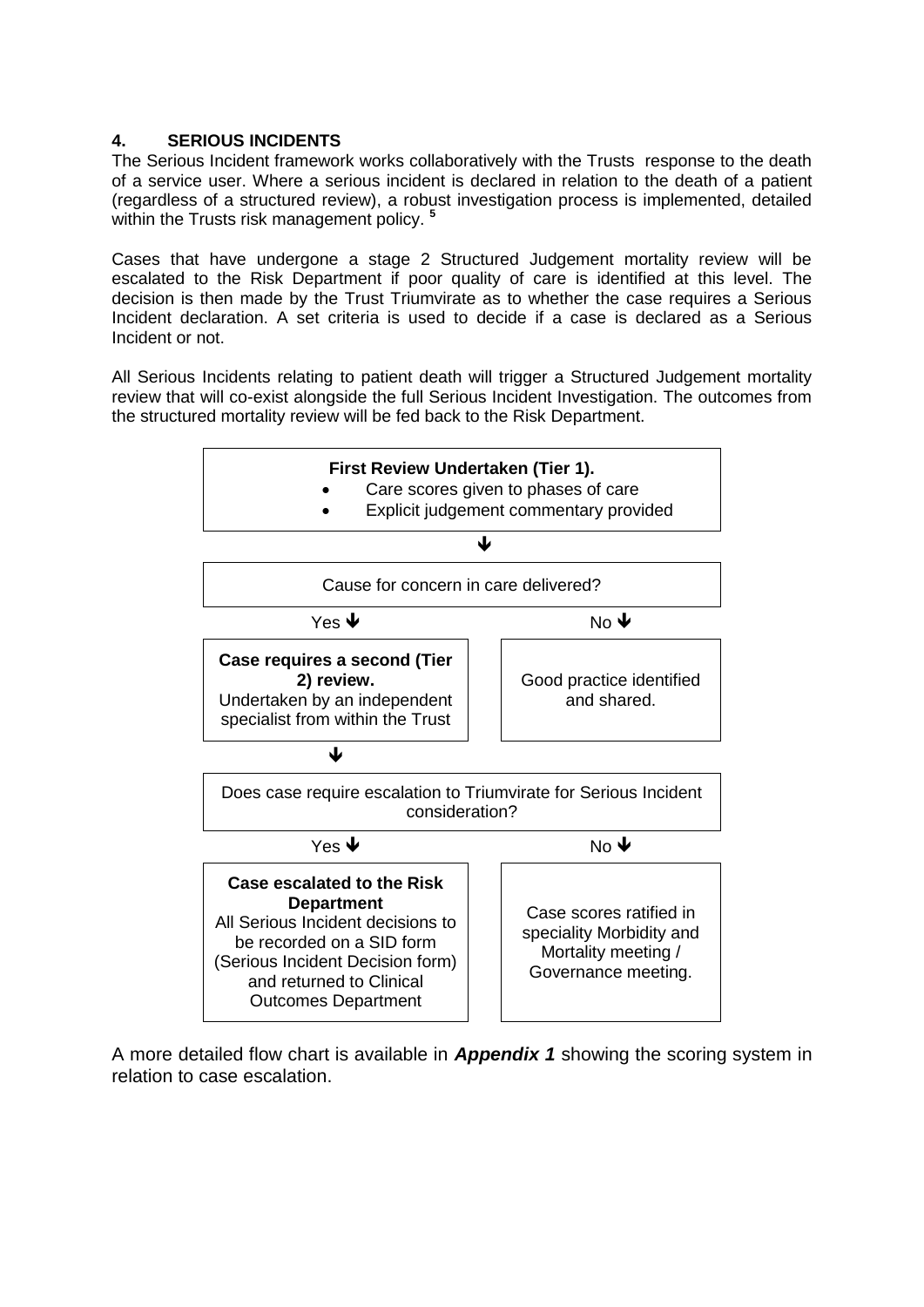## 4. SERIOUS INCIDENTS

The Serious Incident framework works collaboratively with the Trusts response to the death of a service user. Where a serious incident is declared in relation to the death of a patient (regardless of a structured review), a robust investigation process is implemented, detailed within the Trusts risk management policy. [5]

Cases that have undergone a stage 2 Structured Judgement mortality review will be escalated to the Risk Department if poor quality of care is identified at this level. The decision is then made by the Trust Triumvirate as to whether the case requires a Serious Incident declaration. A set criteria is used to decide if a case is declared as a Serious Incident or not.

All Serious Incidents relating to patient death will trigger a Structured Judgement mortality review that will co-exist alongside the full Serious Incident Investigation. The outcomes from the structured mortality review will be fed back to the Risk Department.

**First Review Undertaken (Tier 1).**
- Care scores given to phases of care
- Explicit judgement commentary provided

↓

Cause for concern in care delivered?

- **Yes ↓** — **Case requires a second (Tier 2) review.** Undertaken by an independent specialist from within the Trust
- **No ↓** — Good practice identified and shared.

↓

Does case require escalation to Triumvirate for Serious Incident consideration?

- **Yes ↓** — **Case escalated to the Risk Department** All Serious Incident decisions to be recorded on a SID form (Serious Incident Decision form) and returned to Clinical Outcomes Department
- **No ↓** — Case scores ratified in speciality Morbidity and Mortality meeting / Governance meeting.

A more detailed flow chart is available in ***Appendix 1*** showing the scoring system in relation to case escalation.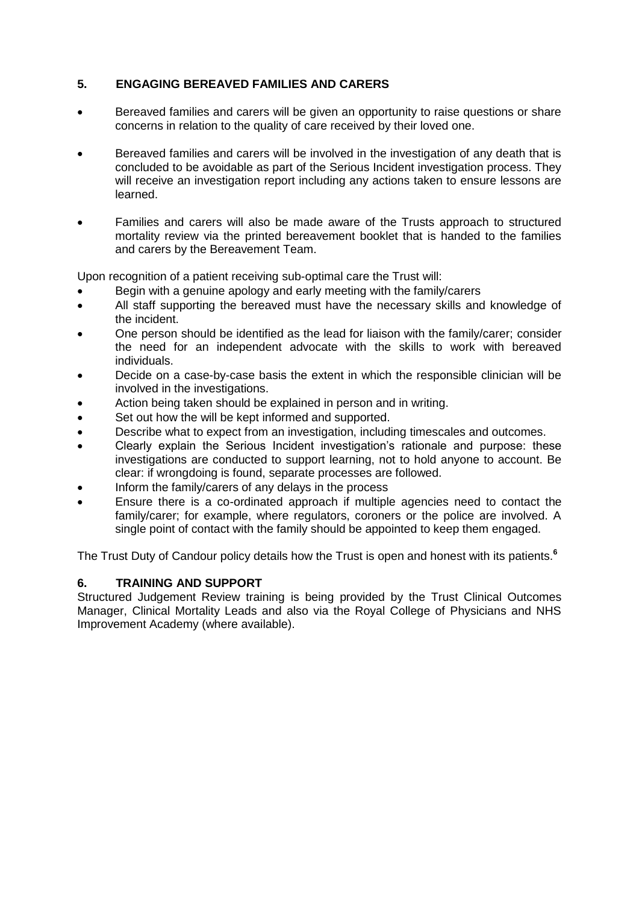## 5. ENGAGING BEREAVED FAMILIES AND CARERS

- Bereaved families and carers will be given an opportunity to raise questions or share concerns in relation to the quality of care received by their loved one.
- Bereaved families and carers will be involved in the investigation of any death that is concluded to be avoidable as part of the Serious Incident investigation process. They will receive an investigation report including any actions taken to ensure lessons are learned.
- Families and carers will also be made aware of the Trusts approach to structured mortality review via the printed bereavement booklet that is handed to the families and carers by the Bereavement Team.

Upon recognition of a patient receiving sub-optimal care the Trust will:

- Begin with a genuine apology and early meeting with the family/carers
- All staff supporting the bereaved must have the necessary skills and knowledge of the incident.
- One person should be identified as the lead for liaison with the family/carer; consider the need for an independent advocate with the skills to work with bereaved individuals.
- Decide on a case-by-case basis the extent in which the responsible clinician will be involved in the investigations.
- Action being taken should be explained in person and in writing.
- Set out how the will be kept informed and supported.
- Describe what to expect from an investigation, including timescales and outcomes.
- Clearly explain the Serious Incident investigation's rationale and purpose: these investigations are conducted to support learning, not to hold anyone to account. Be clear: if wrongdoing is found, separate processes are followed.
- Inform the family/carers of any delays in the process
- Ensure there is a co-ordinated approach if multiple agencies need to contact the family/carer; for example, where regulators, coroners or the police are involved. A single point of contact with the family should be appointed to keep them engaged.

The Trust Duty of Candour policy details how the Trust is open and honest with its patients.[6]

## 6. TRAINING AND SUPPORT

Structured Judgement Review training is being provided by the Trust Clinical Outcomes Manager, Clinical Mortality Leads and also via the Royal College of Physicians and NHS Improvement Academy (where available).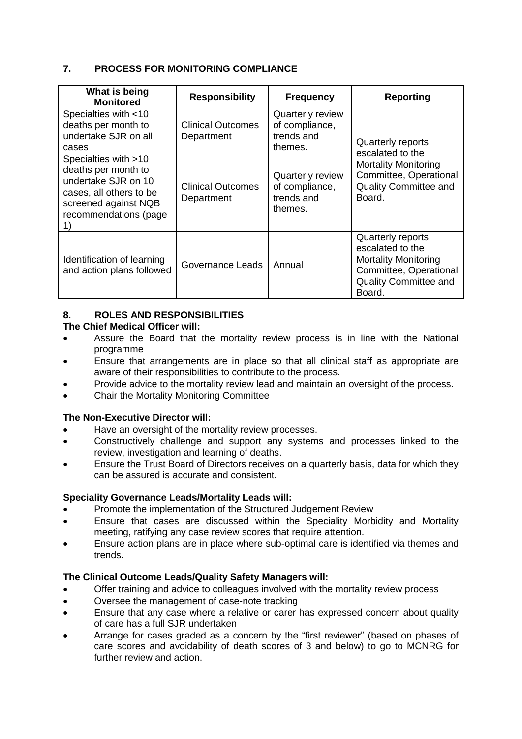## 7. PROCESS FOR MONITORING COMPLIANCE

| What is being Monitored | Responsibility | Frequency | Reporting |
|---|---|---|---|
| Specialties with <10 deaths per month to undertake SJR on all cases | Clinical Outcomes Department | Quarterly review of compliance, trends and themes. | Quarterly reports escalated to the Mortality Monitoring Committee, Operational Quality Committee and Board. |
| Specialties with >10 deaths per month to undertake SJR on 10 cases, all others to be screened against NQB recommendations (page 1) | Clinical Outcomes Department | Quarterly review of compliance, trends and themes. | |
| Identification of learning and action plans followed | Governance Leads | Annual | Quarterly reports escalated to the Mortality Monitoring Committee, Operational Quality Committee and Board. |

## 8. ROLES AND RESPONSIBILITIES

**The Chief Medical Officer will:**

- Assure the Board that the mortality review process is in line with the National programme
- Ensure that arrangements are in place so that all clinical staff as appropriate are aware of their responsibilities to contribute to the process.
- Provide advice to the mortality review lead and maintain an oversight of the process.
- Chair the Mortality Monitoring Committee

**The Non-Executive Director will:**

- Have an oversight of the mortality review processes.
- Constructively challenge and support any systems and processes linked to the review, investigation and learning of deaths.
- Ensure the Trust Board of Directors receives on a quarterly basis, data for which they can be assured is accurate and consistent.

**Speciality Governance Leads/Mortality Leads will:**

- Promote the implementation of the Structured Judgement Review
- Ensure that cases are discussed within the Speciality Morbidity and Mortality meeting, ratifying any case review scores that require attention.
- Ensure action plans are in place where sub-optimal care is identified via themes and trends.

**The Clinical Outcome Leads/Quality Safety Managers will:**

- Offer training and advice to colleagues involved with the mortality review process
- Oversee the management of case-note tracking
- Ensure that any case where a relative or carer has expressed concern about quality of care has a full SJR undertaken
- Arrange for cases graded as a concern by the "first reviewer" (based on phases of care scores and avoidability of death scores of 3 and below) to go to MCNRG for further review and action.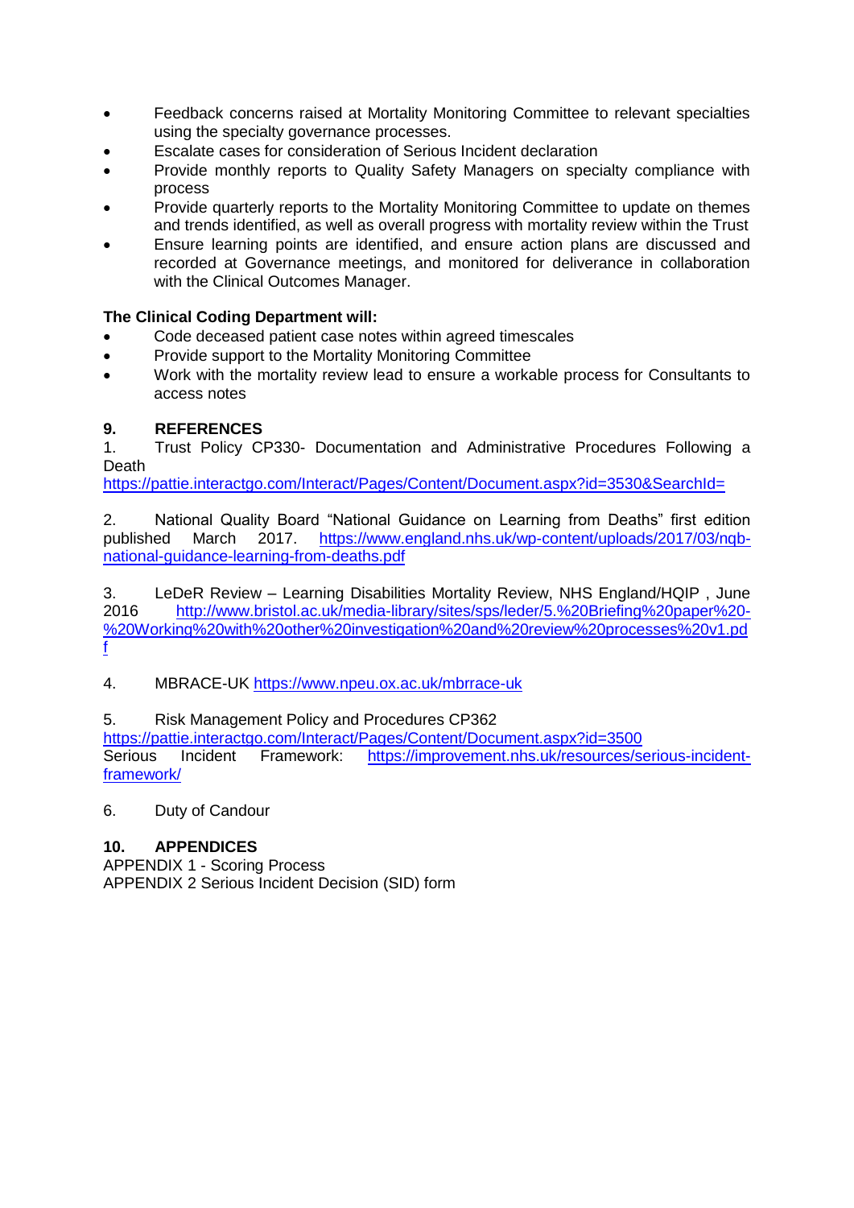- Feedback concerns raised at Mortality Monitoring Committee to relevant specialties using the specialty governance processes.
- Escalate cases for consideration of Serious Incident declaration
- Provide monthly reports to Quality Safety Managers on specialty compliance with process
- Provide quarterly reports to the Mortality Monitoring Committee to update on themes and trends identified, as well as overall progress with mortality review within the Trust
- Ensure learning points are identified, and ensure action plans are discussed and recorded at Governance meetings, and monitored for deliverance in collaboration with the Clinical Outcomes Manager.

**The Clinical Coding Department will:**

- Code deceased patient case notes within agreed timescales
- Provide support to the Mortality Monitoring Committee
- Work with the mortality review lead to ensure a workable process for Consultants to access notes

## 9. REFERENCES

1. Trust Policy CP330- Documentation and Administrative Procedures Following a Death
https://pattie.interactgo.com/Interact/Pages/Content/Document.aspx?id=3530&SearchId=

2. National Quality Board "National Guidance on Learning from Deaths" first edition published March 2017. https://www.england.nhs.uk/wp-content/uploads/2017/03/nqb-national-guidance-learning-from-deaths.pdf

3. LeDeR Review – Learning Disabilities Mortality Review, NHS England/HQIP , June 2016 http://www.bristol.ac.uk/media-library/sites/sps/leder/5.%20Briefing%20paper%20-%20Working%20with%20other%20investigation%20and%20review%20processes%20v1.pdf

4. MBRACE-UK https://www.npeu.ox.ac.uk/mbrrace-uk

5. Risk Management Policy and Procedures CP362
https://pattie.interactgo.com/Interact/Pages/Content/Document.aspx?id=3500
Serious Incident Framework: https://improvement.nhs.uk/resources/serious-incident-framework/

6. Duty of Candour

## 10. APPENDICES

APPENDIX 1 - Scoring Process
APPENDIX 2 Serious Incident Decision (SID) form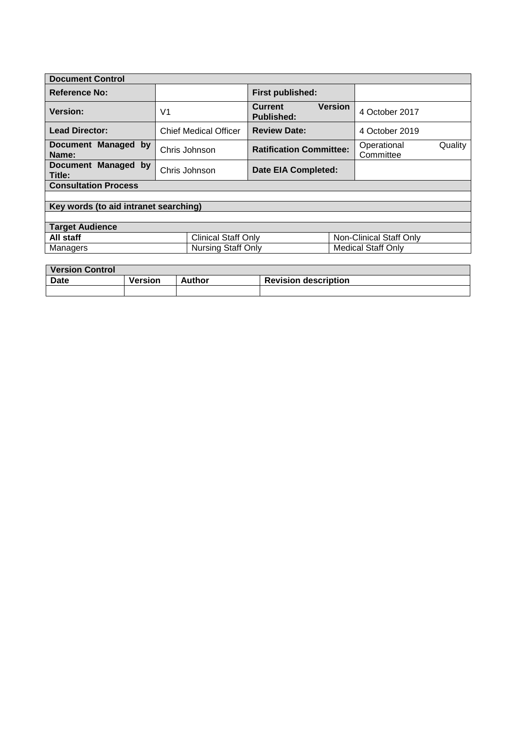| Document Control | | | |
|---|---|---|---|
| **Reference No:** | | **First published:** | |
| **Version:** | V1 | **Current Version Published:** | 4 October 2017 |
| **Lead Director:** | Chief Medical Officer | **Review Date:** | 4 October 2019 |
| **Document Managed by Name:** | Chris Johnson | **Ratification Committee:** | Operational Quality Committee |
| **Document Managed by Title:** | Chris Johnson | **Date EIA Completed:** | |
| **Consultation Process** | | | |
| | | | |
| **Key words (to aid intranet searching)** | | | |
| | | | |
| **Target Audience** | | | |
| **All staff** | Clinical Staff Only | Non-Clinical Staff Only | |
| Managers | Nursing Staff Only | Medical Staff Only | |

| Version Control | | | |
|---|---|---|---|
| **Date** | **Version** | **Author** | **Revision description** |
| | | | |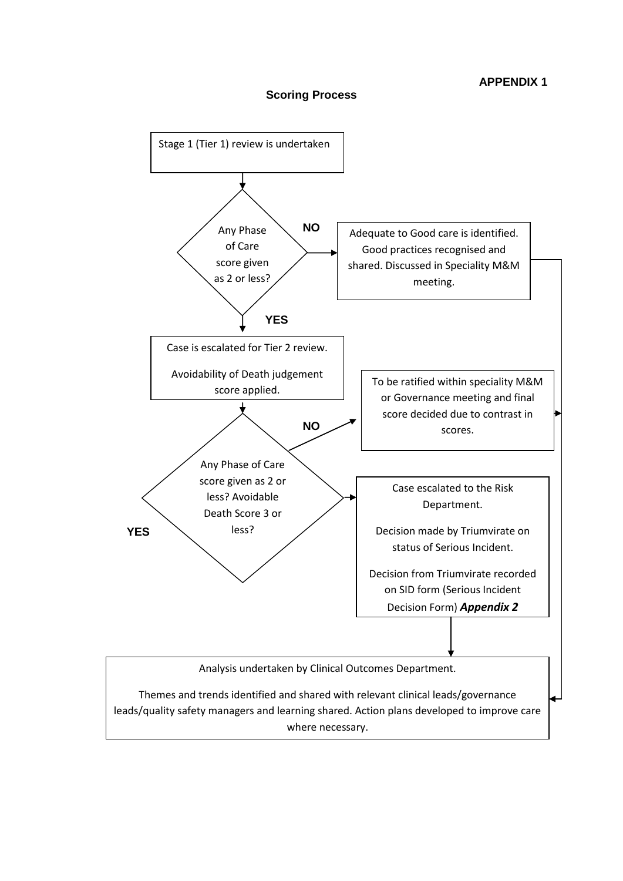**APPENDIX 1**

## Scoring Process

Stage 1 (Tier 1) review is undertaken

↓

Any Phase of Care score given as 2 or less?

- **NO** → Adequate to Good care is identified. Good practices recognised and shared. Discussed in Speciality M&M meeting. → Analysis undertaken by Clinical Outcomes Department.
- **YES** ↓

Case is escalated for Tier 2 review.

Avoidability of Death judgement score applied.

↓

Any Phase of Care score given as 2 or less? Avoidable Death Score 3 or less?

- **NO** → To be ratified within speciality M&M or Governance meeting and final score decided due to contrast in scores. → Analysis undertaken by Clinical Outcomes Department.
- **YES** → Case escalated to the Risk Department.

  Decision made by Triumvirate on status of Serious Incident.

  Decision from Triumvirate recorded on SID form (Serious Incident Decision Form) ***Appendix 2***

  ↓

Analysis undertaken by Clinical Outcomes Department.

Themes and trends identified and shared with relevant clinical leads/governance leads/quality safety managers and learning shared. Action plans developed to improve care where necessary.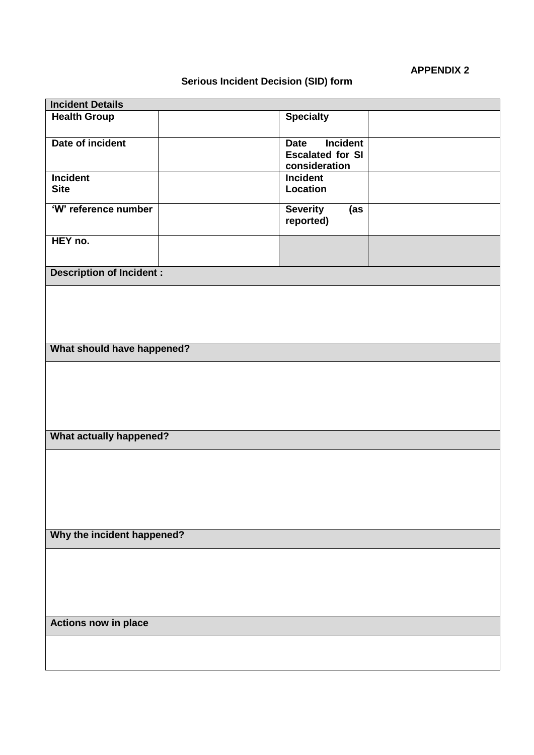**APPENDIX 2**

**Serious Incident Decision (SID) form**

| **Incident Details** | | | |
|---|---|---|---|
| **Health Group** | | **Specialty** | |
| **Date of incident** | | **Date Incident Escalated for SI consideration** | |
| **Incident Site** | | **Incident Location** | |
| **'W' reference number** | | **Severity (as reported)** | |
| **HEY no.** | | | |

| **Description of Incident :** |
|---|
| |
| **What should have happened?** |
| |
| **What actually happened?** |
| |
| **Why the incident happened?** |
| |
| **Actions now in place** |
| |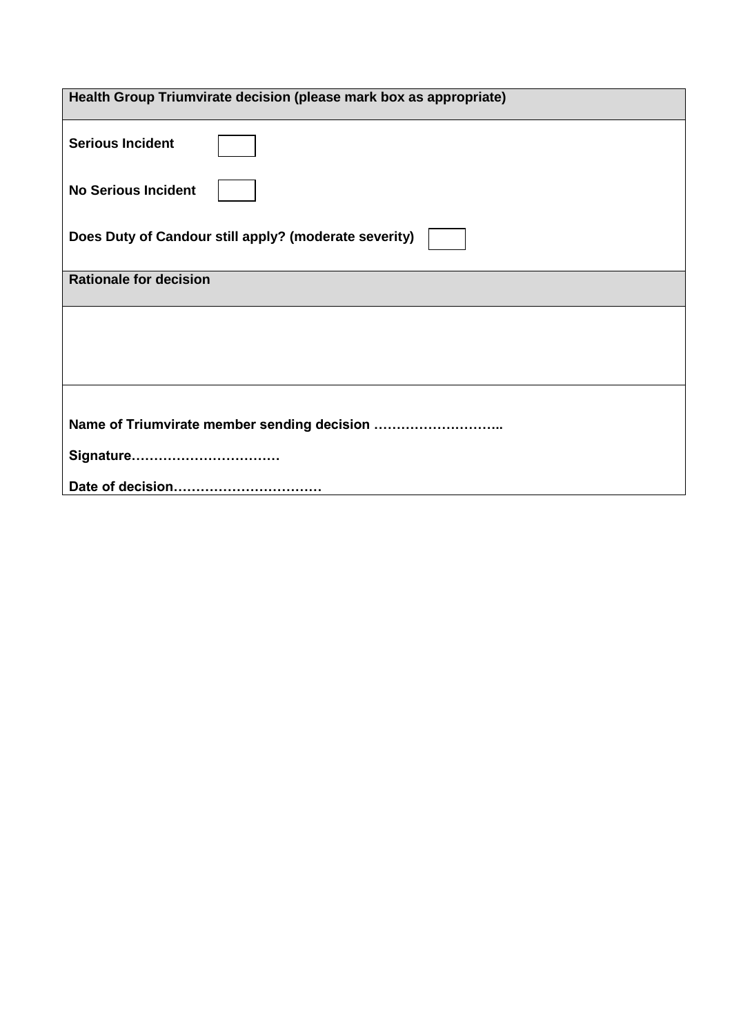| **Health Group Triumvirate decision (please mark box as appropriate)** |
|---|
| **Serious Incident** ☐<br><br>**No Serious Incident** ☐<br><br>**Does Duty of Candour still apply? (moderate severity)** ☐ |
| **Rationale for decision** |
| |
| **Name of Triumvirate member sending decision ………………………..**<br><br>**Signature……………………………**<br><br>**Date of decision……………………………** |